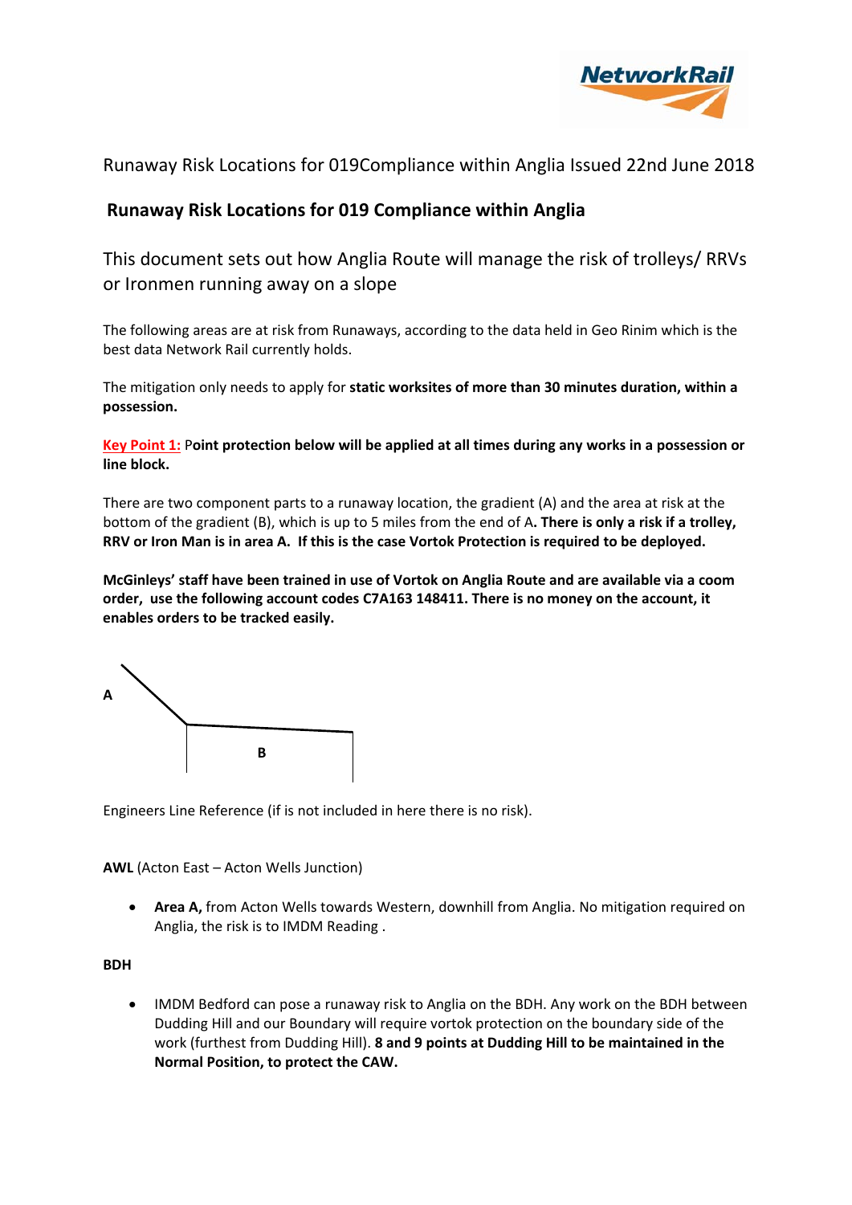Runaway Risk Locations for 019Compliance within Anglia Issued 22nd June 2018

## Runaway Risk Locations for 019 Compliance within Anglia

This document sets out how Anglia Route will manage the risk of trolleys/ RRVs or Ironmen running away on a slope

The following areas are at risk from Runaways, according to the data held in Geo Rinim which is the best data Network Rail currently holds.

The mitigation only needs to apply for **static worksites of more than 30 minutes duration, within a possession.**

Key Point 1: **Point protection below will be applied at all times during any works in a possession or line block.**

There are two component parts to a runaway location, the gradient (A) and the area at risk at the bottom of the gradient (B), which is up to 5 miles from the end of A**. There is only a risk if a trolley, RRV or Iron Man is in area A. If this is the case Vortok Protection is required to be deployed.**

**McGinleys' staff have been trained in use of Vortok on Anglia Route and are available via a coom order, use the following account codes C7A163 148411. There is no money on the account, it enables orders to be tracked easily.**

A

B

Engineers Line Reference (if is not included in here there is no risk).

**AWL** (Acton East – Acton Wells Junction)

- **Area A,** from Acton Wells towards Western, downhill from Anglia. No mitigation required on Anglia, the risk is to IMDM Reading .

**BDH**

- IMDM Bedford can pose a runaway risk to Anglia on the BDH. Any work on the BDH between Dudding Hill and our Boundary will require vortok protection on the boundary side of the work (furthest from Dudding Hill). **8 and 9 points at Dudding Hill to be maintained in the Normal Position, to protect the CAW.**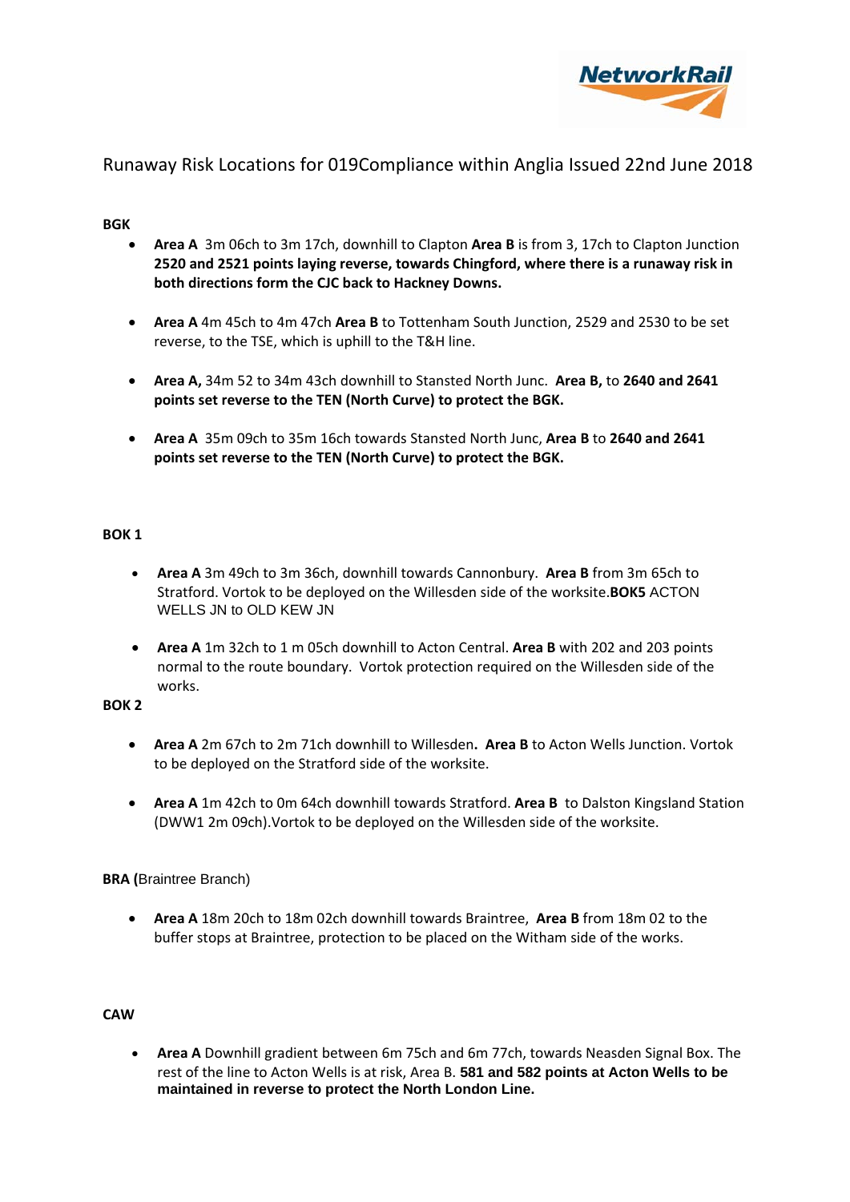Runaway Risk Locations for 019Compliance within Anglia Issued 22nd June 2018

**BGK**

- **Area A** 3m 06ch to 3m 17ch, downhill to Clapton **Area B** is from 3, 17ch to Clapton Junction **2520 and 2521 points laying reverse, towards Chingford, where there is a runaway risk in both directions form the CJC back to Hackney Downs.**

- **Area A** 4m 45ch to 4m 47ch **Area B** to Tottenham South Junction, 2529 and 2530 to be set reverse, to the TSE, which is uphill to the T&H line.

- **Area A,** 34m 52 to 34m 43ch downhill to Stansted North Junc. **Area B,** to **2640 and 2641 points set reverse to the TEN (North Curve) to protect the BGK.**

- **Area A** 35m 09ch to 35m 16ch towards Stansted North Junc, **Area B** to **2640 and 2641 points set reverse to the TEN (North Curve) to protect the BGK.**

**BOK 1**

- **Area A** 3m 49ch to 3m 36ch, downhill towards Cannonbury. **Area B** from 3m 65ch to Stratford. Vortok to be deployed on the Willesden side of the worksite.**BOK5** ACTON WELLS JN to OLD KEW JN

- **Area A** 1m 32ch to 1 m 05ch downhill to Acton Central. **Area B** with 202 and 203 points normal to the route boundary. Vortok protection required on the Willesden side of the works.

**BOK 2**

- **Area A** 2m 67ch to 2m 71ch downhill to Willesden**. Area B** to Acton Wells Junction. Vortok to be deployed on the Stratford side of the worksite.

- **Area A** 1m 42ch to 0m 64ch downhill towards Stratford. **Area B** to Dalston Kingsland Station (DWW1 2m 09ch).Vortok to be deployed on the Willesden side of the worksite.

**BRA (**Braintree Branch)

- **Area A** 18m 20ch to 18m 02ch downhill towards Braintree, **Area B** from 18m 02 to the buffer stops at Braintree, protection to be placed on the Witham side of the works.

**CAW**

- **Area A** Downhill gradient between 6m 75ch and 6m 77ch, towards Neasden Signal Box. The rest of the line to Acton Wells is at risk, Area B. **581 and 582 points at Acton Wells to be maintained in reverse to protect the North London Line.**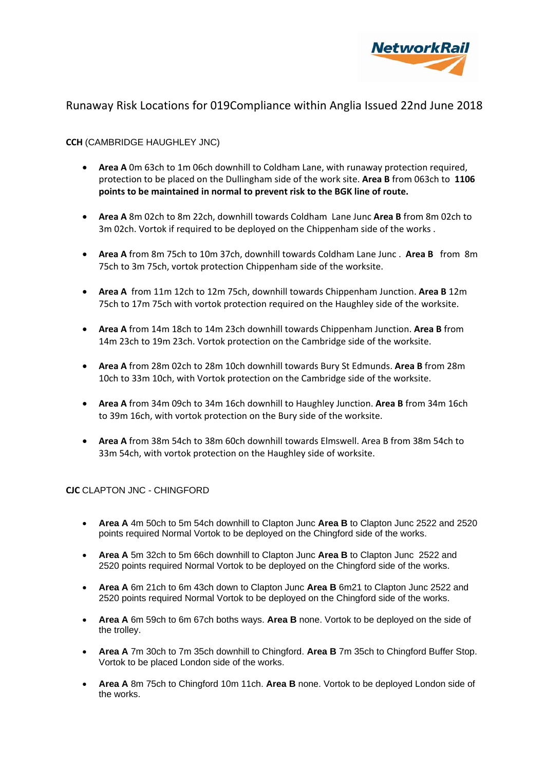Runaway Risk Locations for 019Compliance within Anglia Issued 22nd June 2018

**CCH** (CAMBRIDGE HAUGHLEY JNC)

- **Area A** 0m 63ch to 1m 06ch downhill to Coldham Lane, with runaway protection required, protection to be placed on the Dullingham side of the work site. **Area B** from 063ch to **1106 points to be maintained in normal to prevent risk to the BGK line of route.**
- **Area A** 8m 02ch to 8m 22ch, downhill towards Coldham Lane Junc **Area B** from 8m 02ch to 3m 02ch. Vortok if required to be deployed on the Chippenham side of the works .
- **Area A** from 8m 75ch to 10m 37ch, downhill towards Coldham Lane Junc . **Area B** from 8m 75ch to 3m 75ch, vortok protection Chippenham side of the worksite.
- **Area A** from 11m 12ch to 12m 75ch, downhill towards Chippenham Junction. **Area B** 12m 75ch to 17m 75ch with vortok protection required on the Haughley side of the worksite.
- **Area A** from 14m 18ch to 14m 23ch downhill towards Chippenham Junction. **Area B** from 14m 23ch to 19m 23ch. Vortok protection on the Cambridge side of the worksite.
- **Area A** from 28m 02ch to 28m 10ch downhill towards Bury St Edmunds. **Area B** from 28m 10ch to 33m 10ch, with Vortok protection on the Cambridge side of the worksite.
- **Area A** from 34m 09ch to 34m 16ch downhill to Haughley Junction. **Area B** from 34m 16ch to 39m 16ch, with vortok protection on the Bury side of the worksite.
- **Area A** from 38m 54ch to 38m 60ch downhill towards Elmswell. Area B from 38m 54ch to 33m 54ch, with vortok protection on the Haughley side of worksite.

**CJC** CLAPTON JNC - CHINGFORD

- **Area A** 4m 50ch to 5m 54ch downhill to Clapton Junc **Area B** to Clapton Junc 2522 and 2520 points required Normal Vortok to be deployed on the Chingford side of the works.
- **Area A** 5m 32ch to 5m 66ch downhill to Clapton Junc **Area B** to Clapton Junc 2522 and 2520 points required Normal Vortok to be deployed on the Chingford side of the works.
- **Area A** 6m 21ch to 6m 43ch down to Clapton Junc **Area B** 6m21 to Clapton Junc 2522 and 2520 points required Normal Vortok to be deployed on the Chingford side of the works.
- **Area A** 6m 59ch to 6m 67ch boths ways. **Area B** none. Vortok to be deployed on the side of the trolley.
- **Area A** 7m 30ch to 7m 35ch downhill to Chingford. **Area B** 7m 35ch to Chingford Buffer Stop. Vortok to be placed London side of the works.
- **Area A** 8m 75ch to Chingford 10m 11ch. **Area B** none. Vortok to be deployed London side of the works.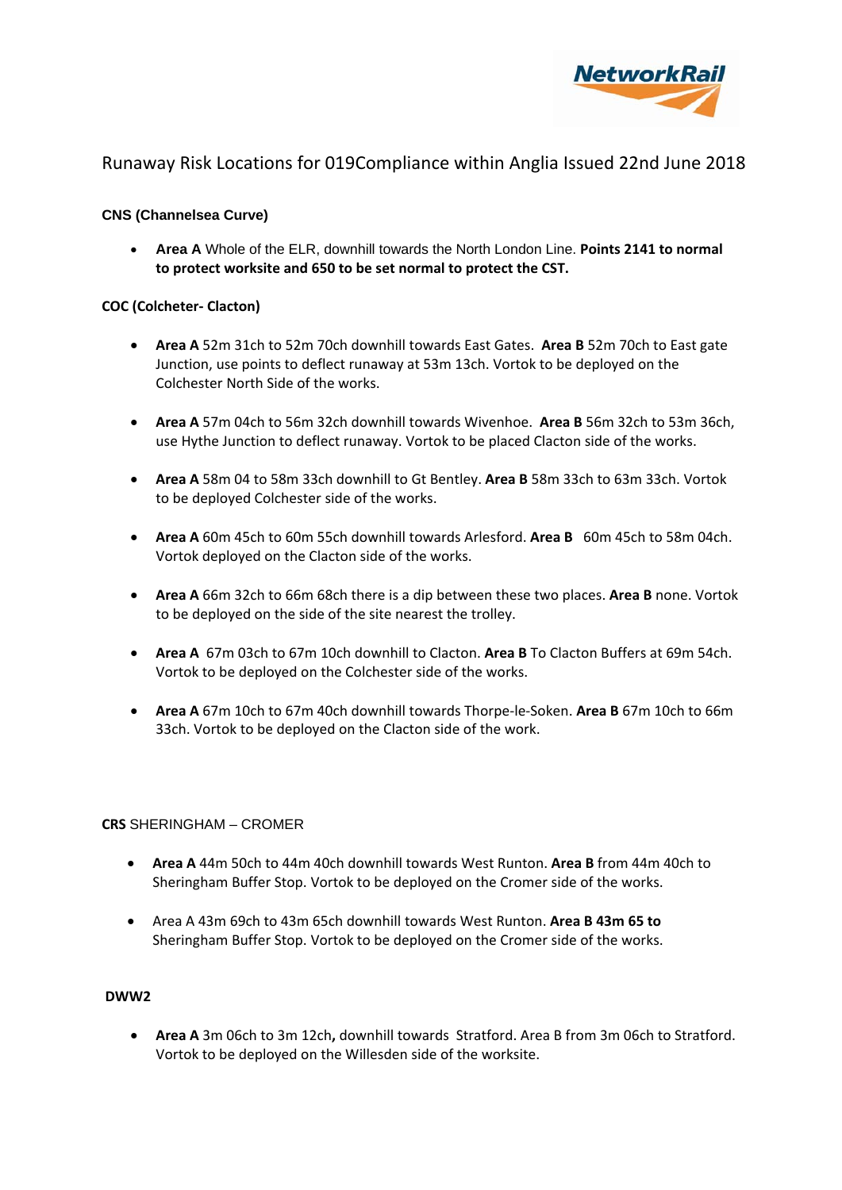Runaway Risk Locations for 019Compliance within Anglia Issued 22nd June 2018

**CNS (Channelsea Curve)**

- **Area A** Whole of the ELR, downhill towards the North London Line. **Points 2141 to normal to protect worksite and 650 to be set normal to protect the CST.**

**COC (Colcheter- Clacton)**

- **Area A** 52m 31ch to 52m 70ch downhill towards East Gates. **Area B** 52m 70ch to East gate Junction, use points to deflect runaway at 53m 13ch. Vortok to be deployed on the Colchester North Side of the works.

- **Area A** 57m 04ch to 56m 32ch downhill towards Wivenhoe. **Area B** 56m 32ch to 53m 36ch, use Hythe Junction to deflect runaway. Vortok to be placed Clacton side of the works.

- **Area A** 58m 04 to 58m 33ch downhill to Gt Bentley. **Area B** 58m 33ch to 63m 33ch. Vortok to be deployed Colchester side of the works.

- **Area A** 60m 45ch to 60m 55ch downhill towards Arlesford. **Area B** 60m 45ch to 58m 04ch. Vortok deployed on the Clacton side of the works.

- **Area A** 66m 32ch to 66m 68ch there is a dip between these two places. **Area B** none. Vortok to be deployed on the side of the site nearest the trolley.

- **Area A** 67m 03ch to 67m 10ch downhill to Clacton. **Area B** To Clacton Buffers at 69m 54ch. Vortok to be deployed on the Colchester side of the works.

- **Area A** 67m 10ch to 67m 40ch downhill towards Thorpe-le-Soken. **Area B** 67m 10ch to 66m 33ch. Vortok to be deployed on the Clacton side of the work.

**CRS** SHERINGHAM – CROMER

- **Area A** 44m 50ch to 44m 40ch downhill towards West Runton. **Area B** from 44m 40ch to Sheringham Buffer Stop. Vortok to be deployed on the Cromer side of the works.

- Area A 43m 69ch to 43m 65ch downhill towards West Runton. **Area B 43m 65 to** Sheringham Buffer Stop. Vortok to be deployed on the Cromer side of the works.

**DWW2**

- **Area A** 3m 06ch to 3m 12ch**,** downhill towards Stratford. Area B from 3m 06ch to Stratford. Vortok to be deployed on the Willesden side of the worksite.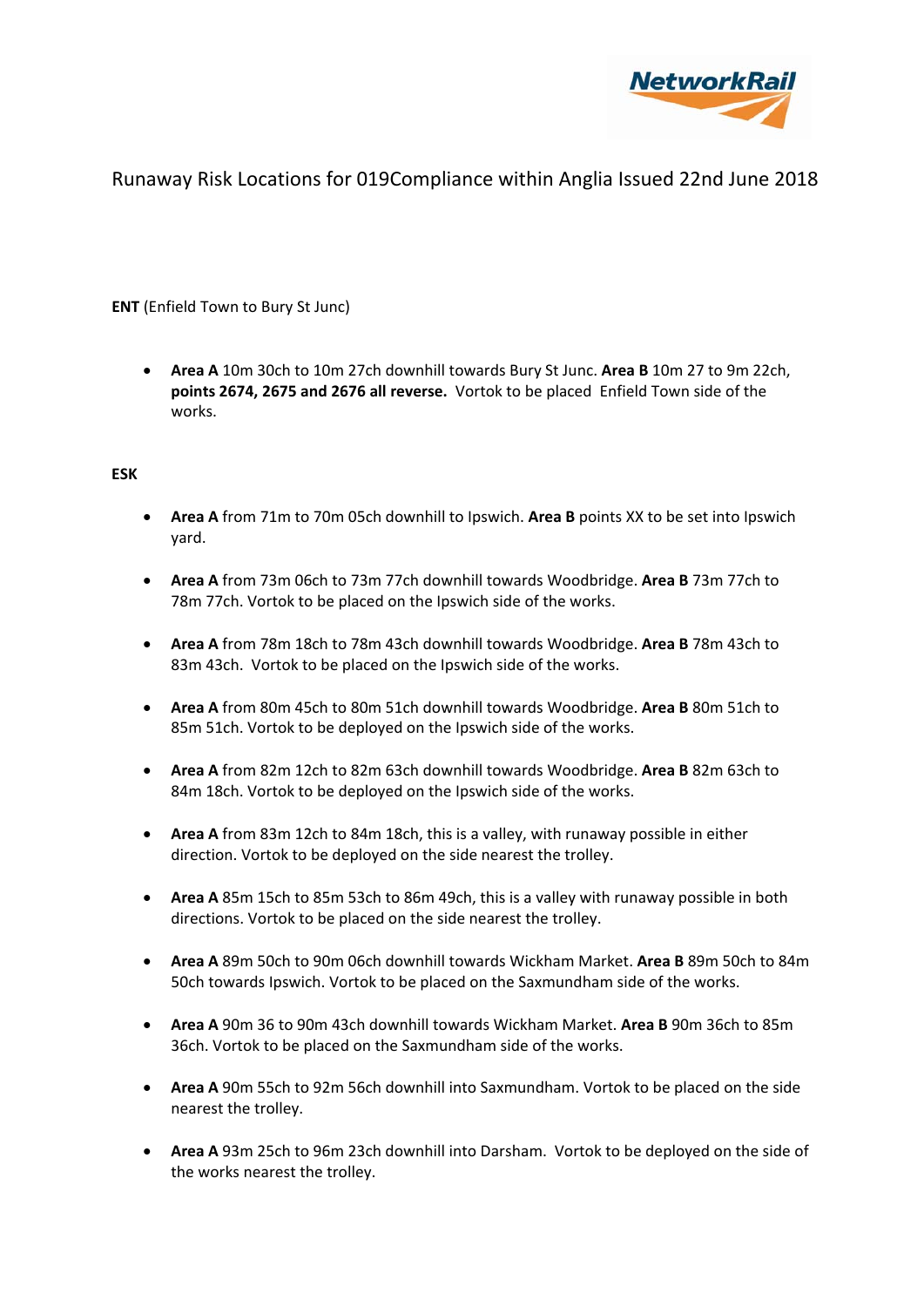Runaway Risk Locations for 019Compliance within Anglia Issued 22nd June 2018

**ENT** (Enfield Town to Bury St Junc)

- **Area A** 10m 30ch to 10m 27ch downhill towards Bury St Junc. **Area B** 10m 27 to 9m 22ch, **points 2674, 2675 and 2676 all reverse.** Vortok to be placed Enfield Town side of the works.

**ESK**

- **Area A** from 71m to 70m 05ch downhill to Ipswich. **Area B** points XX to be set into Ipswich yard.
- **Area A** from 73m 06ch to 73m 77ch downhill towards Woodbridge. **Area B** 73m 77ch to 78m 77ch. Vortok to be placed on the Ipswich side of the works.
- **Area A** from 78m 18ch to 78m 43ch downhill towards Woodbridge. **Area B** 78m 43ch to 83m 43ch. Vortok to be placed on the Ipswich side of the works.
- **Area A** from 80m 45ch to 80m 51ch downhill towards Woodbridge. **Area B** 80m 51ch to 85m 51ch. Vortok to be deployed on the Ipswich side of the works.
- **Area A** from 82m 12ch to 82m 63ch downhill towards Woodbridge. **Area B** 82m 63ch to 84m 18ch. Vortok to be deployed on the Ipswich side of the works.
- **Area A** from 83m 12ch to 84m 18ch, this is a valley, with runaway possible in either direction. Vortok to be deployed on the side nearest the trolley.
- **Area A** 85m 15ch to 85m 53ch to 86m 49ch, this is a valley with runaway possible in both directions. Vortok to be placed on the side nearest the trolley.
- **Area A** 89m 50ch to 90m 06ch downhill towards Wickham Market. **Area B** 89m 50ch to 84m 50ch towards Ipswich. Vortok to be placed on the Saxmundham side of the works.
- **Area A** 90m 36 to 90m 43ch downhill towards Wickham Market. **Area B** 90m 36ch to 85m 36ch. Vortok to be placed on the Saxmundham side of the works.
- **Area A** 90m 55ch to 92m 56ch downhill into Saxmundham. Vortok to be placed on the side nearest the trolley.
- **Area A** 93m 25ch to 96m 23ch downhill into Darsham. Vortok to be deployed on the side of the works nearest the trolley.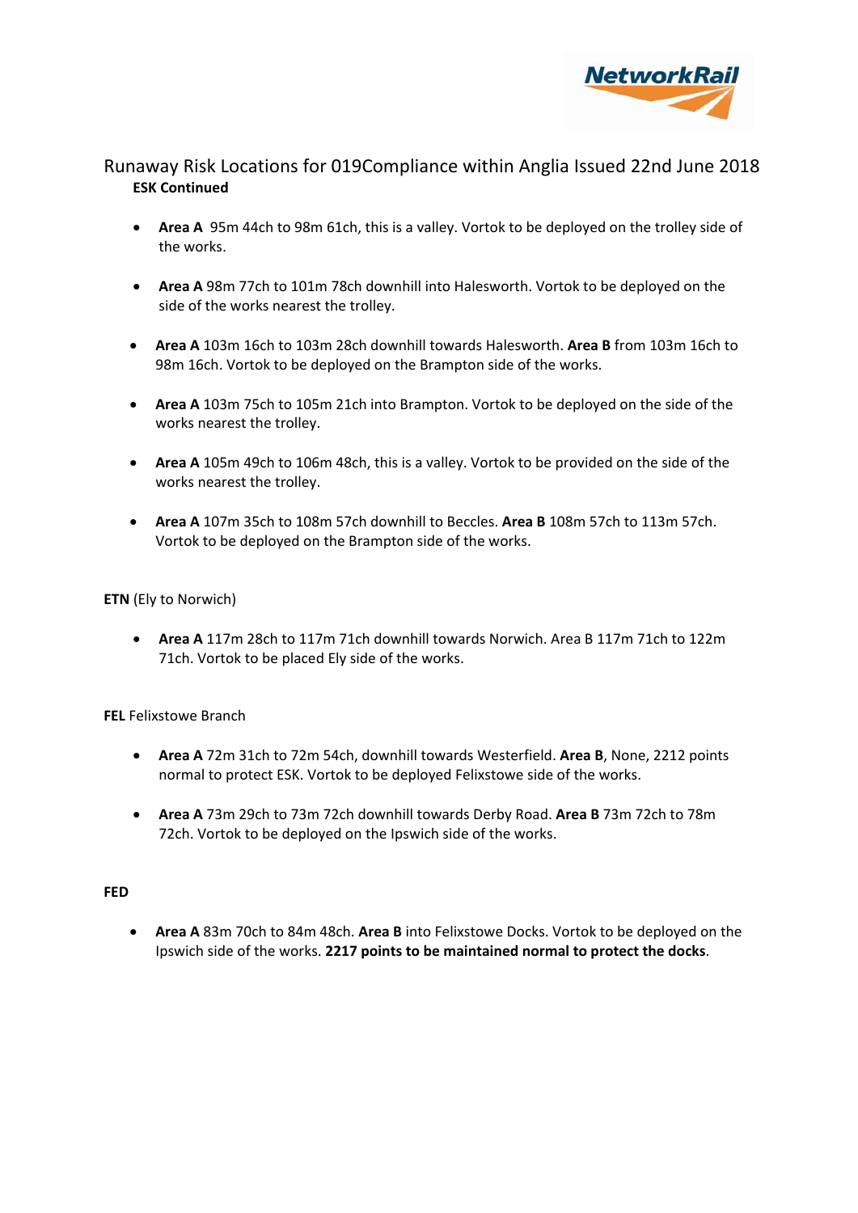# Runaway Risk Locations for 019Compliance within Anglia Issued 22nd June 2018

**ESK Continued**

- **Area A** 95m 44ch to 98m 61ch, this is a valley. Vortok to be deployed on the trolley side of the works.
- **Area A** 98m 77ch to 101m 78ch downhill into Halesworth. Vortok to be deployed on the side of the works nearest the trolley.
- **Area A** 103m 16ch to 103m 28ch downhill towards Halesworth. **Area B** from 103m 16ch to 98m 16ch. Vortok to be deployed on the Brampton side of the works.
- **Area A** 103m 75ch to 105m 21ch into Brampton. Vortok to be deployed on the side of the works nearest the trolley.
- **Area A** 105m 49ch to 106m 48ch, this is a valley. Vortok to be provided on the side of the works nearest the trolley.
- **Area A** 107m 35ch to 108m 57ch downhill to Beccles. **Area B** 108m 57ch to 113m 57ch. Vortok to be deployed on the Brampton side of the works.

**ETN** (Ely to Norwich)

- **Area A** 117m 28ch to 117m 71ch downhill towards Norwich. Area B 117m 71ch to 122m 71ch. Vortok to be placed Ely side of the works.

**FEL** Felixstowe Branch

- **Area A** 72m 31ch to 72m 54ch, downhill towards Westerfield. **Area B**, None, 2212 points normal to protect ESK. Vortok to be deployed Felixstowe side of the works.
- **Area A** 73m 29ch to 73m 72ch downhill towards Derby Road. **Area B** 73m 72ch to 78m 72ch. Vortok to be deployed on the Ipswich side of the works.

**FED**

- **Area A** 83m 70ch to 84m 48ch. **Area B** into Felixstowe Docks. Vortok to be deployed on the Ipswich side of the works. **2217 points to be maintained normal to protect the docks**.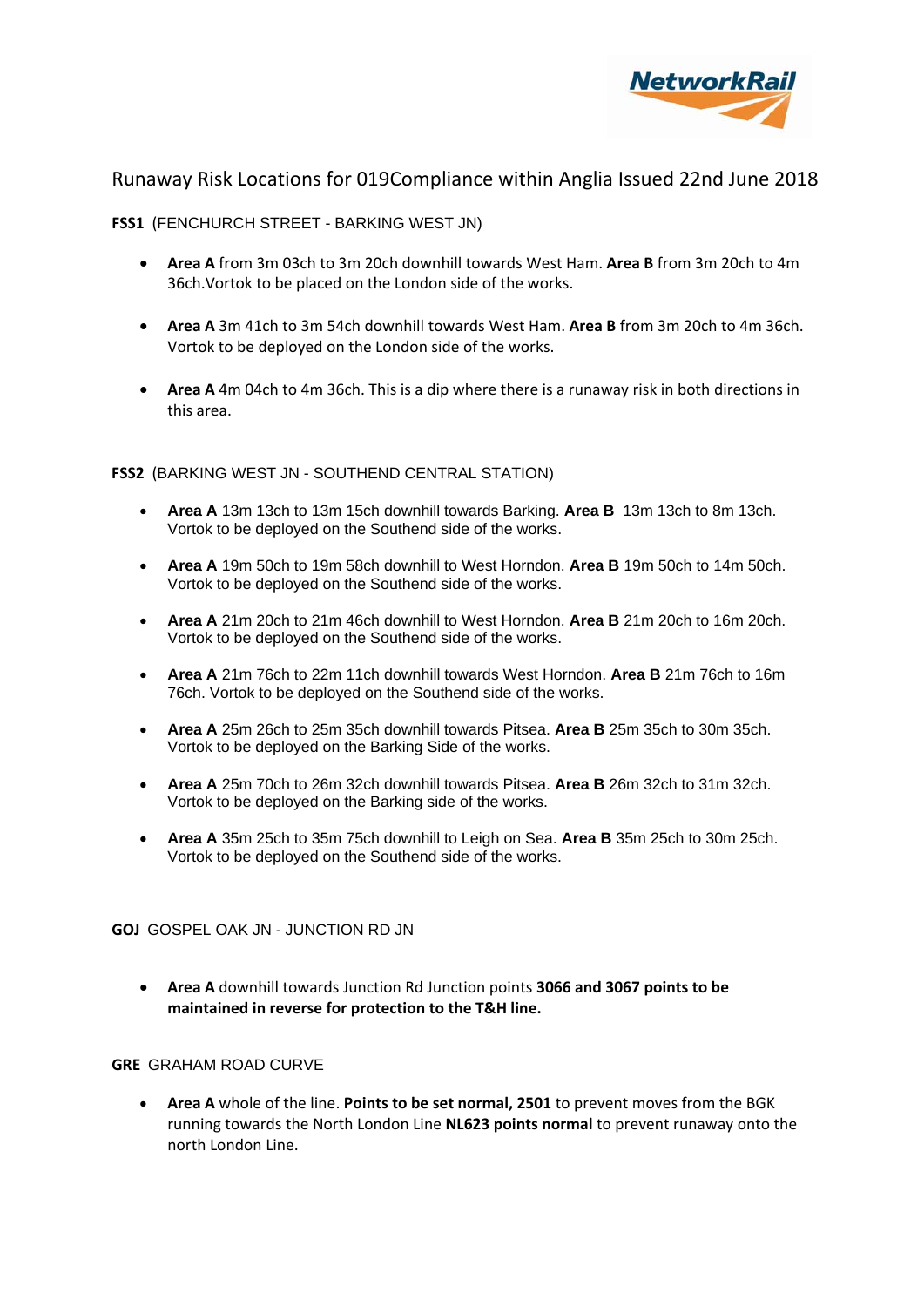# Runaway Risk Locations for 019Compliance within Anglia Issued 22nd June 2018

**FSS1** (FENCHURCH STREET - BARKING WEST JN)

- **Area A** from 3m 03ch to 3m 20ch downhill towards West Ham. **Area B** from 3m 20ch to 4m 36ch.Vortok to be placed on the London side of the works.

- **Area A** 3m 41ch to 3m 54ch downhill towards West Ham. **Area B** from 3m 20ch to 4m 36ch. Vortok to be deployed on the London side of the works.

- **Area A** 4m 04ch to 4m 36ch. This is a dip where there is a runaway risk in both directions in this area.

**FSS2** (BARKING WEST JN - SOUTHEND CENTRAL STATION)

- **Area A** 13m 13ch to 13m 15ch downhill towards Barking. **Area B** 13m 13ch to 8m 13ch. Vortok to be deployed on the Southend side of the works.

- **Area A** 19m 50ch to 19m 58ch downhill to West Horndon. **Area B** 19m 50ch to 14m 50ch. Vortok to be deployed on the Southend side of the works.

- **Area A** 21m 20ch to 21m 46ch downhill to West Horndon. **Area B** 21m 20ch to 16m 20ch. Vortok to be deployed on the Southend side of the works.

- **Area A** 21m 76ch to 22m 11ch downhill towards West Horndon. **Area B** 21m 76ch to 16m 76ch. Vortok to be deployed on the Southend side of the works.

- **Area A** 25m 26ch to 25m 35ch downhill towards Pitsea. **Area B** 25m 35ch to 30m 35ch. Vortok to be deployed on the Barking Side of the works.

- **Area A** 25m 70ch to 26m 32ch downhill towards Pitsea. **Area B** 26m 32ch to 31m 32ch. Vortok to be deployed on the Barking side of the works.

- **Area A** 35m 25ch to 35m 75ch downhill to Leigh on Sea. **Area B** 35m 25ch to 30m 25ch. Vortok to be deployed on the Southend side of the works.

**GOJ** GOSPEL OAK JN - JUNCTION RD JN

- **Area A** downhill towards Junction Rd Junction points **3066 and 3067 points to be maintained in reverse for protection to the T&H line.**

**GRE** GRAHAM ROAD CURVE

- **Area A** whole of the line. **Points to be set normal, 2501** to prevent moves from the BGK running towards the North London Line **NL623 points normal** to prevent runaway onto the north London Line.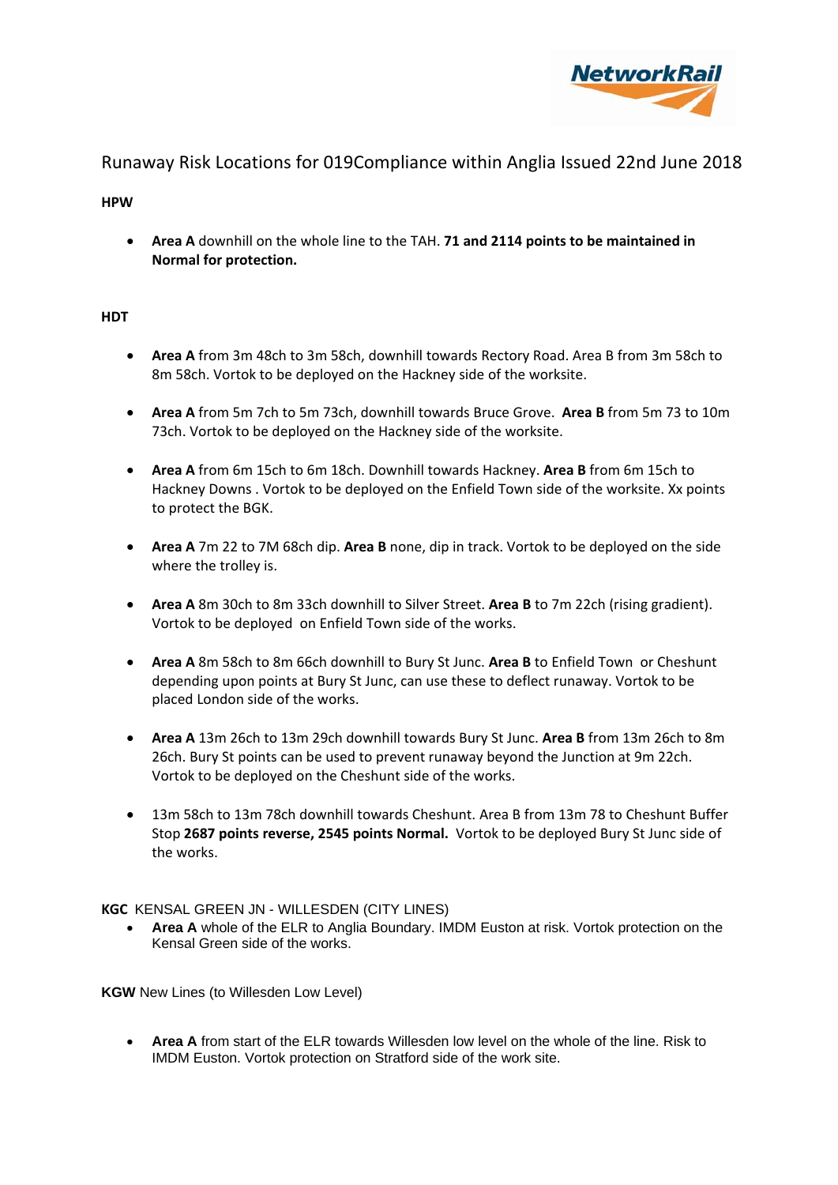Runaway Risk Locations for 019Compliance within Anglia Issued 22nd June 2018

**HPW**

- **Area A** downhill on the whole line to the TAH. **71 and 2114 points to be maintained in Normal for protection.**

**HDT**

- **Area A** from 3m 48ch to 3m 58ch, downhill towards Rectory Road. Area B from 3m 58ch to 8m 58ch. Vortok to be deployed on the Hackney side of the worksite.

- **Area A** from 5m 7ch to 5m 73ch, downhill towards Bruce Grove. **Area B** from 5m 73 to 10m 73ch. Vortok to be deployed on the Hackney side of the worksite.

- **Area A** from 6m 15ch to 6m 18ch. Downhill towards Hackney. **Area B** from 6m 15ch to Hackney Downs . Vortok to be deployed on the Enfield Town side of the worksite. Xx points to protect the BGK.

- **Area A** 7m 22 to 7M 68ch dip. **Area B** none, dip in track. Vortok to be deployed on the side where the trolley is.

- **Area A** 8m 30ch to 8m 33ch downhill to Silver Street. **Area B** to 7m 22ch (rising gradient). Vortok to be deployed on Enfield Town side of the works.

- **Area A** 8m 58ch to 8m 66ch downhill to Bury St Junc. **Area B** to Enfield Town or Cheshunt depending upon points at Bury St Junc, can use these to deflect runaway. Vortok to be placed London side of the works.

- **Area A** 13m 26ch to 13m 29ch downhill towards Bury St Junc. **Area B** from 13m 26ch to 8m 26ch. Bury St points can be used to prevent runaway beyond the Junction at 9m 22ch. Vortok to be deployed on the Cheshunt side of the works.

- 13m 58ch to 13m 78ch downhill towards Cheshunt. Area B from 13m 78 to Cheshunt Buffer Stop **2687 points reverse, 2545 points Normal.** Vortok to be deployed Bury St Junc side of the works.

**KGC** KENSAL GREEN JN - WILLESDEN (CITY LINES)

- **Area A** whole of the ELR to Anglia Boundary. IMDM Euston at risk. Vortok protection on the Kensal Green side of the works.

**KGW** New Lines (to Willesden Low Level)

- **Area A** from start of the ELR towards Willesden low level on the whole of the line. Risk to IMDM Euston. Vortok protection on Stratford side of the work site.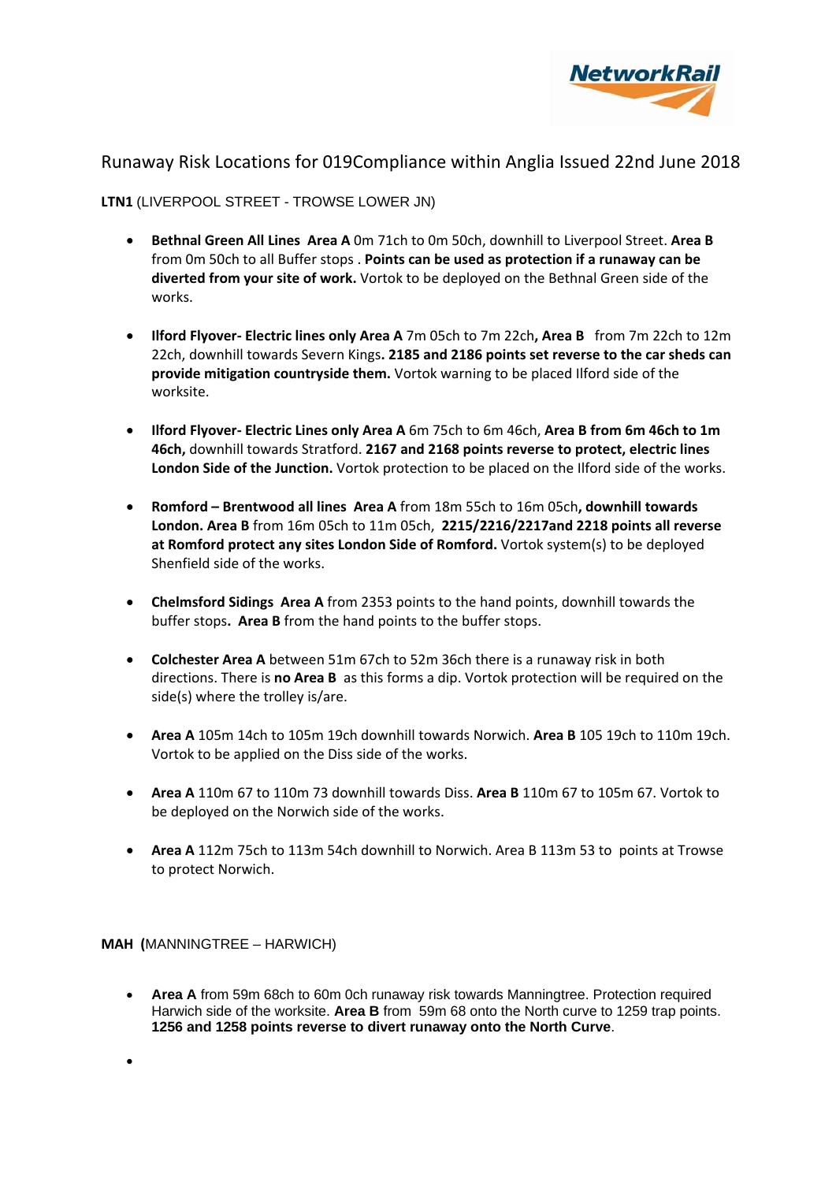# Runaway Risk Locations for 019Compliance within Anglia Issued 22nd June 2018

**LTN1** (LIVERPOOL STREET - TROWSE LOWER JN)

- **Bethnal Green All Lines Area A** 0m 71ch to 0m 50ch, downhill to Liverpool Street. **Area B** from 0m 50ch to all Buffer stops . **Points can be used as protection if a runaway can be diverted from your site of work.** Vortok to be deployed on the Bethnal Green side of the works.

- **Ilford Flyover- Electric lines only Area A** 7m 05ch to 7m 22ch**, Area B** from 7m 22ch to 12m 22ch, downhill towards Severn Kings**. 2185 and 2186 points set reverse to the car sheds can provide mitigation countryside them.** Vortok warning to be placed Ilford side of the worksite.

- **Ilford Flyover- Electric Lines only Area A** 6m 75ch to 6m 46ch, **Area B from 6m 46ch to 1m 46ch,** downhill towards Stratford. **2167 and 2168 points reverse to protect, electric lines London Side of the Junction.** Vortok protection to be placed on the Ilford side of the works.

- **Romford – Brentwood all lines Area A** from 18m 55ch to 16m 05ch**, downhill towards London. Area B** from 16m 05ch to 11m 05ch, **2215/2216/2217and 2218 points all reverse at Romford protect any sites London Side of Romford.** Vortok system(s) to be deployed Shenfield side of the works.

- **Chelmsford Sidings Area A** from 2353 points to the hand points, downhill towards the buffer stops**. Area B** from the hand points to the buffer stops.

- **Colchester Area A** between 51m 67ch to 52m 36ch there is a runaway risk in both directions. There is **no Area B** as this forms a dip. Vortok protection will be required on the side(s) where the trolley is/are.

- **Area A** 105m 14ch to 105m 19ch downhill towards Norwich. **Area B** 105 19ch to 110m 19ch. Vortok to be applied on the Diss side of the works.

- **Area A** 110m 67 to 110m 73 downhill towards Diss. **Area B** 110m 67 to 105m 67. Vortok to be deployed on the Norwich side of the works.

- **Area A** 112m 75ch to 113m 54ch downhill to Norwich. Area B 113m 53 to points at Trowse to protect Norwich.

**MAH (**MANNINGTREE – HARWICH)

- **Area A** from 59m 68ch to 60m 0ch runaway risk towards Manningtree. Protection required Harwich side of the worksite. **Area B** from 59m 68 onto the North curve to 1259 trap points. **1256 and 1258 points reverse to divert runaway onto the North Curve**.

-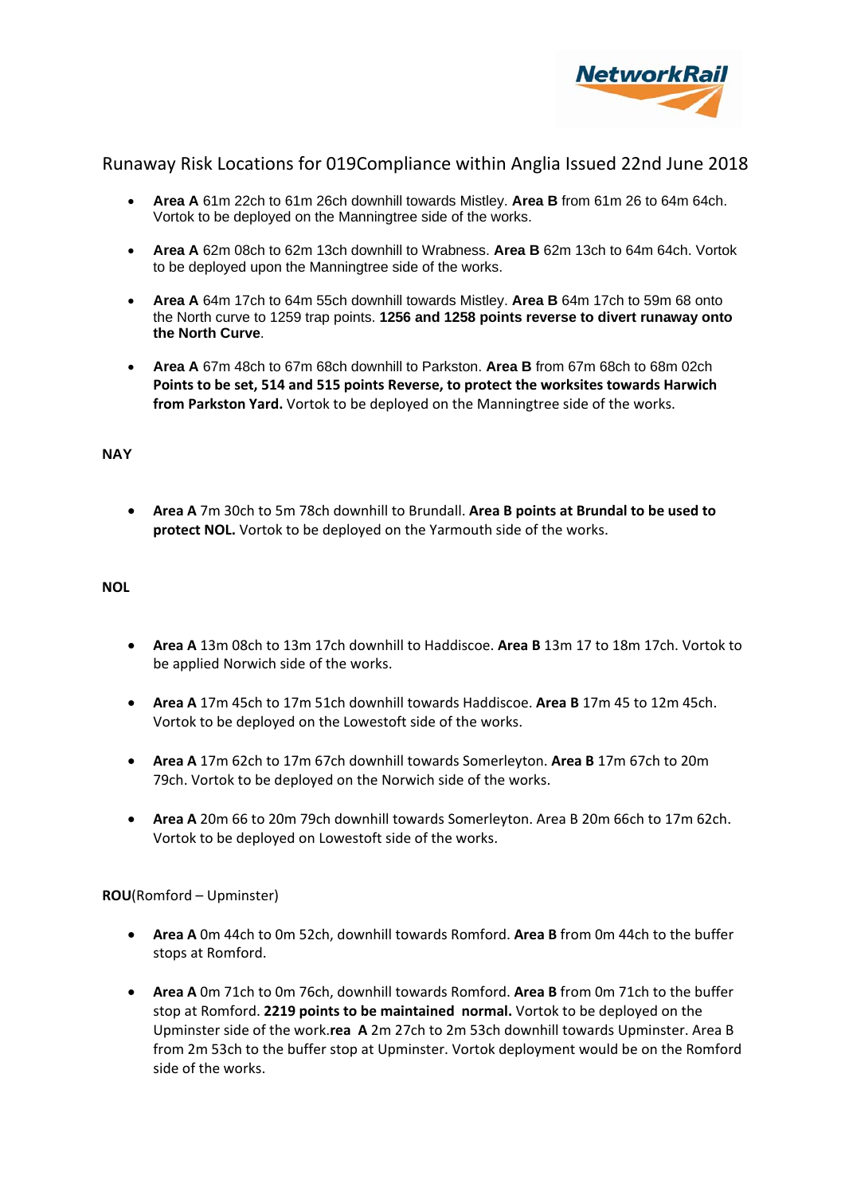Runaway Risk Locations for 019Compliance within Anglia Issued 22nd June 2018

- **Area A** 61m 22ch to 61m 26ch downhill towards Mistley. **Area B** from 61m 26 to 64m 64ch. Vortok to be deployed on the Manningtree side of the works.

- **Area A** 62m 08ch to 62m 13ch downhill to Wrabness. **Area B** 62m 13ch to 64m 64ch. Vortok to be deployed upon the Manningtree side of the works.

- **Area A** 64m 17ch to 64m 55ch downhill towards Mistley. **Area B** 64m 17ch to 59m 68 onto the North curve to 1259 trap points. **1256 and 1258 points reverse to divert runaway onto the North Curve**.

- **Area A** 67m 48ch to 67m 68ch downhill to Parkston. **Area B** from 67m 68ch to 68m 02ch **Points to be set, 514 and 515 points Reverse, to protect the worksites towards Harwich from Parkston Yard.** Vortok to be deployed on the Manningtree side of the works.

**NAY**

- **Area A** 7m 30ch to 5m 78ch downhill to Brundall. **Area B points at Brundal to be used to protect NOL.** Vortok to be deployed on the Yarmouth side of the works.

**NOL**

- **Area A** 13m 08ch to 13m 17ch downhill to Haddiscoe. **Area B** 13m 17 to 18m 17ch. Vortok to be applied Norwich side of the works.

- **Area A** 17m 45ch to 17m 51ch downhill towards Haddiscoe. **Area B** 17m 45 to 12m 45ch. Vortok to be deployed on the Lowestoft side of the works.

- **Area A** 17m 62ch to 17m 67ch downhill towards Somerleyton. **Area B** 17m 67ch to 20m 79ch. Vortok to be deployed on the Norwich side of the works.

- **Area A** 20m 66 to 20m 79ch downhill towards Somerleyton. Area B 20m 66ch to 17m 62ch. Vortok to be deployed on Lowestoft side of the works.

**ROU**(Romford – Upminster)

- **Area A** 0m 44ch to 0m 52ch, downhill towards Romford. **Area B** from 0m 44ch to the buffer stops at Romford.

- **Area A** 0m 71ch to 0m 76ch, downhill towards Romford. **Area B** from 0m 71ch to the buffer stop at Romford. **2219 points to be maintained normal.** Vortok to be deployed on the Upminster side of the work.**rea A** 2m 27ch to 2m 53ch downhill towards Upminster. Area B from 2m 53ch to the buffer stop at Upminster. Vortok deployment would be on the Romford side of the works.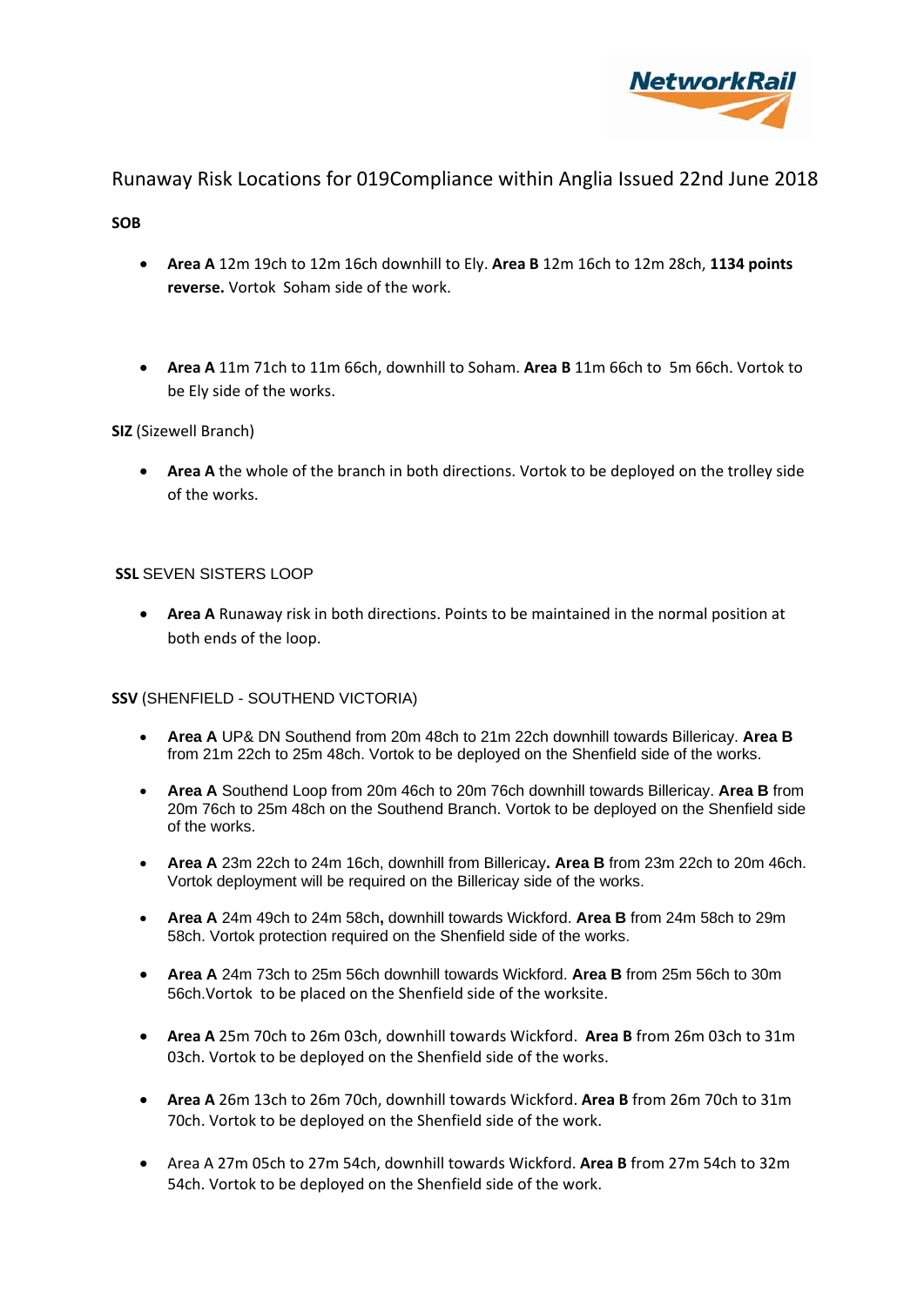Runaway Risk Locations for 019Compliance within Anglia Issued 22nd June 2018

**SOB**

- **Area A** 12m 19ch to 12m 16ch downhill to Ely. **Area B** 12m 16ch to 12m 28ch, **1134 points reverse.** Vortok Soham side of the work.

- **Area A** 11m 71ch to 11m 66ch, downhill to Soham. **Area B** 11m 66ch to 5m 66ch. Vortok to be Ely side of the works.

**SIZ** (Sizewell Branch)

- **Area A** the whole of the branch in both directions. Vortok to be deployed on the trolley side of the works.

**SSL** SEVEN SISTERS LOOP

- **Area A** Runaway risk in both directions. Points to be maintained in the normal position at both ends of the loop.

**SSV** (SHENFIELD - SOUTHEND VICTORIA)

- **Area A** UP& DN Southend from 20m 48ch to 21m 22ch downhill towards Billericay. **Area B** from 21m 22ch to 25m 48ch. Vortok to be deployed on the Shenfield side of the works.
- **Area A** Southend Loop from 20m 46ch to 20m 76ch downhill towards Billericay. **Area B** from 20m 76ch to 25m 48ch on the Southend Branch. Vortok to be deployed on the Shenfield side of the works.
- **Area A** 23m 22ch to 24m 16ch, downhill from Billericay**.** **Area B** from 23m 22ch to 20m 46ch. Vortok deployment will be required on the Billericay side of the works.
- **Area A** 24m 49ch to 24m 58ch**,** downhill towards Wickford. **Area B** from 24m 58ch to 29m 58ch. Vortok protection required on the Shenfield side of the works.
- **Area A** 24m 73ch to 25m 56ch downhill towards Wickford. **Area B** from 25m 56ch to 30m 56ch.Vortok to be placed on the Shenfield side of the worksite.
- **Area A** 25m 70ch to 26m 03ch, downhill towards Wickford. **Area B** from 26m 03ch to 31m 03ch. Vortok to be deployed on the Shenfield side of the works.
- **Area A** 26m 13ch to 26m 70ch, downhill towards Wickford. **Area B** from 26m 70ch to 31m 70ch. Vortok to be deployed on the Shenfield side of the work.
- Area A 27m 05ch to 27m 54ch, downhill towards Wickford. **Area B** from 27m 54ch to 32m 54ch. Vortok to be deployed on the Shenfield side of the work.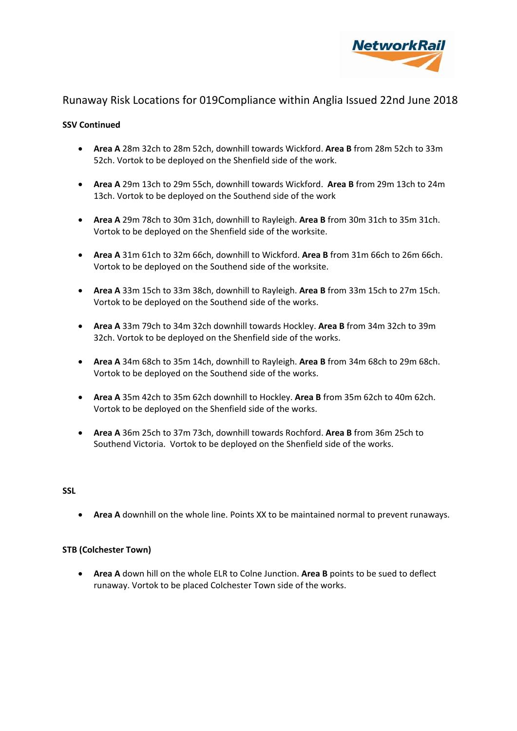Runaway Risk Locations for 019Compliance within Anglia Issued 22nd June 2018

**SSV Continued**

- **Area A** 28m 32ch to 28m 52ch, downhill towards Wickford. **Area B** from 28m 52ch to 33m 52ch. Vortok to be deployed on the Shenfield side of the work.
- **Area A** 29m 13ch to 29m 55ch, downhill towards Wickford. **Area B** from 29m 13ch to 24m 13ch. Vortok to be deployed on the Southend side of the work
- **Area A** 29m 78ch to 30m 31ch, downhill to Rayleigh. **Area B** from 30m 31ch to 35m 31ch. Vortok to be deployed on the Shenfield side of the worksite.
- **Area A** 31m 61ch to 32m 66ch, downhill to Wickford. **Area B** from 31m 66ch to 26m 66ch. Vortok to be deployed on the Southend side of the worksite.
- **Area A** 33m 15ch to 33m 38ch, downhill to Rayleigh. **Area B** from 33m 15ch to 27m 15ch. Vortok to be deployed on the Southend side of the works.
- **Area A** 33m 79ch to 34m 32ch downhill towards Hockley. **Area B** from 34m 32ch to 39m 32ch. Vortok to be deployed on the Shenfield side of the works.
- **Area A** 34m 68ch to 35m 14ch, downhill to Rayleigh. **Area B** from 34m 68ch to 29m 68ch. Vortok to be deployed on the Southend side of the works.
- **Area A** 35m 42ch to 35m 62ch downhill to Hockley. **Area B** from 35m 62ch to 40m 62ch. Vortok to be deployed on the Shenfield side of the works.
- **Area A** 36m 25ch to 37m 73ch, downhill towards Rochford. **Area B** from 36m 25ch to Southend Victoria. Vortok to be deployed on the Shenfield side of the works.

**SSL**

- **Area A** downhill on the whole line. Points XX to be maintained normal to prevent runaways.

**STB (Colchester Town)**

- **Area A** down hill on the whole ELR to Colne Junction. **Area B** points to be sued to deflect runaway. Vortok to be placed Colchester Town side of the works.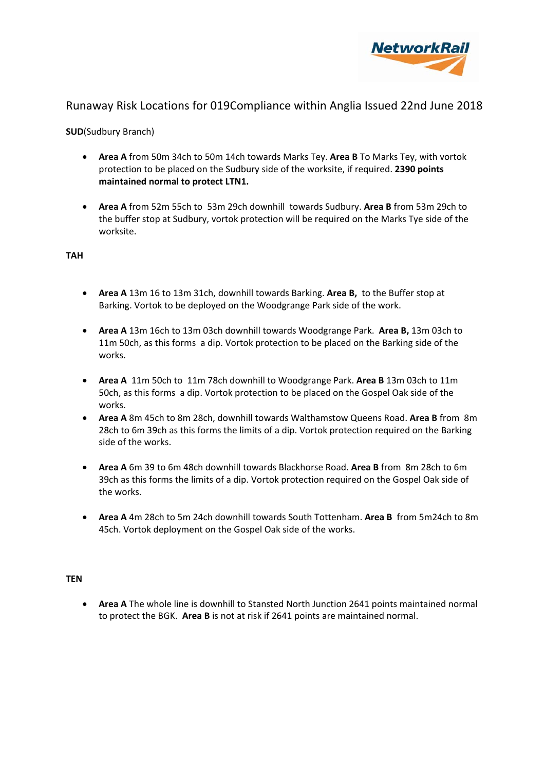Runaway Risk Locations for 019Compliance within Anglia Issued 22nd June 2018

**SUD**(Sudbury Branch)

- **Area A** from 50m 34ch to 50m 14ch towards Marks Tey. **Area B** To Marks Tey, with vortok protection to be placed on the Sudbury side of the worksite, if required. **2390 points maintained normal to protect LTN1.**

- **Area A** from 52m 55ch to 53m 29ch downhill towards Sudbury. **Area B** from 53m 29ch to the buffer stop at Sudbury, vortok protection will be required on the Marks Tye side of the worksite.

**TAH**

- **Area A** 13m 16 to 13m 31ch, downhill towards Barking. **Area B,** to the Buffer stop at Barking. Vortok to be deployed on the Woodgrange Park side of the work.

- **Area A** 13m 16ch to 13m 03ch downhill towards Woodgrange Park. **Area B,** 13m 03ch to 11m 50ch, as this forms a dip. Vortok protection to be placed on the Barking side of the works.

- **Area A** 11m 50ch to 11m 78ch downhill to Woodgrange Park. **Area B** 13m 03ch to 11m 50ch, as this forms a dip. Vortok protection to be placed on the Gospel Oak side of the works.
- **Area A** 8m 45ch to 8m 28ch, downhill towards Walthamstow Queens Road. **Area B** from 8m 28ch to 6m 39ch as this forms the limits of a dip. Vortok protection required on the Barking side of the works.

- **Area A** 6m 39 to 6m 48ch downhill towards Blackhorse Road. **Area B** from 8m 28ch to 6m 39ch as this forms the limits of a dip. Vortok protection required on the Gospel Oak side of the works.

- **Area A** 4m 28ch to 5m 24ch downhill towards South Tottenham. **Area B** from 5m24ch to 8m 45ch. Vortok deployment on the Gospel Oak side of the works.

**TEN**

- **Area A** The whole line is downhill to Stansted North Junction 2641 points maintained normal to protect the BGK. **Area B** is not at risk if 2641 points are maintained normal.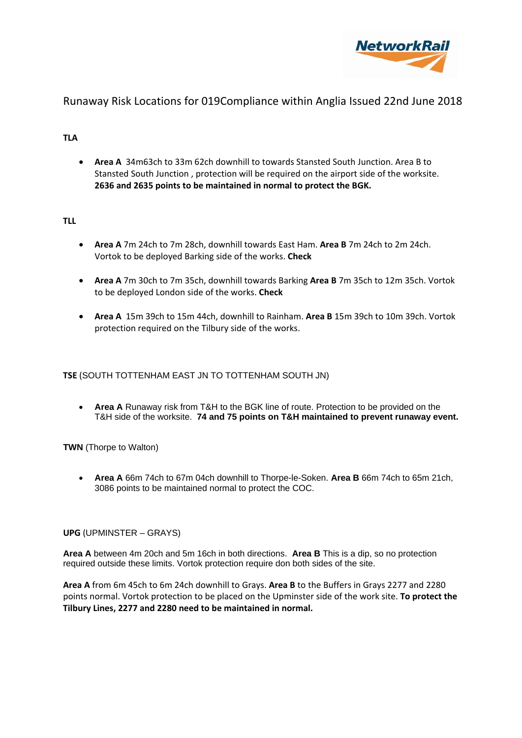# Runaway Risk Locations for 019Compliance within Anglia Issued 22nd June 2018

**TLA**

- **Area A** 34m63ch to 33m 62ch downhill to towards Stansted South Junction. Area B to Stansted South Junction , protection will be required on the airport side of the worksite. **2636 and 2635 points to be maintained in normal to protect the BGK.**

**TLL**

- **Area A** 7m 24ch to 7m 28ch, downhill towards East Ham. **Area B** 7m 24ch to 2m 24ch. Vortok to be deployed Barking side of the works. **Check**
- **Area A** 7m 30ch to 7m 35ch, downhill towards Barking **Area B** 7m 35ch to 12m 35ch. Vortok to be deployed London side of the works. **Check**
- **Area A** 15m 39ch to 15m 44ch, downhill to Rainham. **Area B** 15m 39ch to 10m 39ch. Vortok protection required on the Tilbury side of the works.

**TSE** (SOUTH TOTTENHAM EAST JN TO TOTTENHAM SOUTH JN)

- **Area A** Runaway risk from T&H to the BGK line of route. Protection to be provided on the T&H side of the worksite. **74 and 75 points on T&H maintained to prevent runaway event.**

**TWN** (Thorpe to Walton)

- **Area A** 66m 74ch to 67m 04ch downhill to Thorpe-le-Soken. **Area B** 66m 74ch to 65m 21ch, 3086 points to be maintained normal to protect the COC.

**UPG** (UPMINSTER – GRAYS)

**Area A** between 4m 20ch and 5m 16ch in both directions. **Area B** This is a dip, so no protection required outside these limits. Vortok protection require don both sides of the site.

**Area A** from 6m 45ch to 6m 24ch downhill to Grays. **Area B** to the Buffers in Grays 2277 and 2280 points normal. Vortok protection to be placed on the Upminster side of the work site. **To protect the Tilbury Lines, 2277 and 2280 need to be maintained in normal.**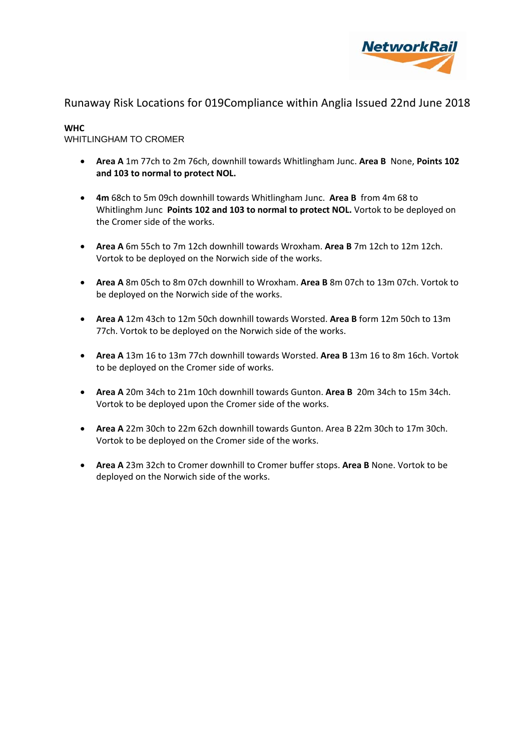Runaway Risk Locations for 019Compliance within Anglia Issued 22nd June 2018

**WHC**
WHITLINGHAM TO CROMER

- **Area A** 1m 77ch to 2m 76ch, downhill towards Whitlingham Junc. **Area B** None, **Points 102 and 103 to normal to protect NOL.**
- **4m** 68ch to 5m 09ch downhill towards Whitlingham Junc. **Area B** from 4m 68 to Whitlinghm Junc **Points 102 and 103 to normal to protect NOL.** Vortok to be deployed on the Cromer side of the works.
- **Area A** 6m 55ch to 7m 12ch downhill towards Wroxham. **Area B** 7m 12ch to 12m 12ch. Vortok to be deployed on the Norwich side of the works.
- **Area A** 8m 05ch to 8m 07ch downhill to Wroxham. **Area B** 8m 07ch to 13m 07ch. Vortok to be deployed on the Norwich side of the works.
- **Area A** 12m 43ch to 12m 50ch downhill towards Worsted. **Area B** form 12m 50ch to 13m 77ch. Vortok to be deployed on the Norwich side of the works.
- **Area A** 13m 16 to 13m 77ch downhill towards Worsted. **Area B** 13m 16 to 8m 16ch. Vortok to be deployed on the Cromer side of works.
- **Area A** 20m 34ch to 21m 10ch downhill towards Gunton. **Area B** 20m 34ch to 15m 34ch. Vortok to be deployed upon the Cromer side of the works.
- **Area A** 22m 30ch to 22m 62ch downhill towards Gunton. Area B 22m 30ch to 17m 30ch. Vortok to be deployed on the Cromer side of the works.
- **Area A** 23m 32ch to Cromer downhill to Cromer buffer stops. **Area B** None. Vortok to be deployed on the Norwich side of the works.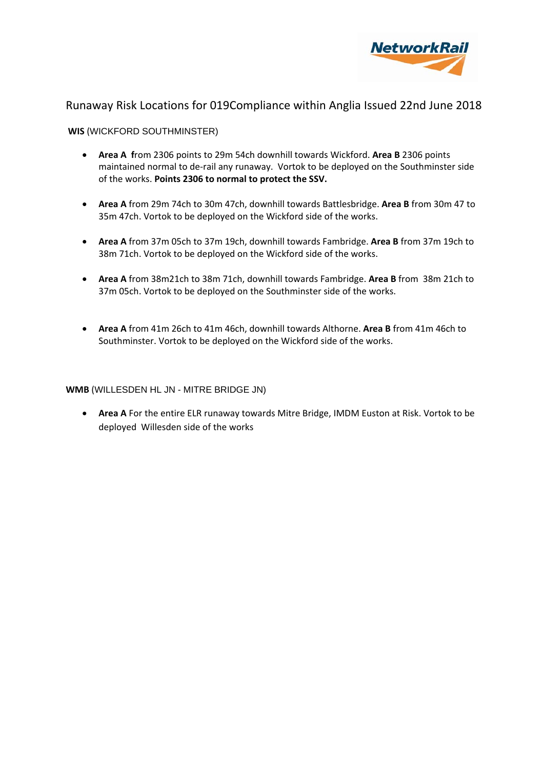Runaway Risk Locations for 019Compliance within Anglia Issued 22nd June 2018

**WIS** (WICKFORD SOUTHMINSTER)

- **Area A f**rom 2306 points to 29m 54ch downhill towards Wickford. **Area B** 2306 points maintained normal to de-rail any runaway. Vortok to be deployed on the Southminster side of the works. **Points 2306 to normal to protect the SSV.**

- **Area A** from 29m 74ch to 30m 47ch, downhill towards Battlesbridge. **Area B** from 30m 47 to 35m 47ch. Vortok to be deployed on the Wickford side of the works.

- **Area A** from 37m 05ch to 37m 19ch, downhill towards Fambridge. **Area B** from 37m 19ch to 38m 71ch. Vortok to be deployed on the Wickford side of the works.

- **Area A** from 38m21ch to 38m 71ch, downhill towards Fambridge. **Area B** from 38m 21ch to 37m 05ch. Vortok to be deployed on the Southminster side of the works.

- **Area A** from 41m 26ch to 41m 46ch, downhill towards Althorne. **Area B** from 41m 46ch to Southminster. Vortok to be deployed on the Wickford side of the works.

**WMB** (WILLESDEN HL JN - MITRE BRIDGE JN)

- **Area A** For the entire ELR runaway towards Mitre Bridge, IMDM Euston at Risk. Vortok to be deployed Willesden side of the works